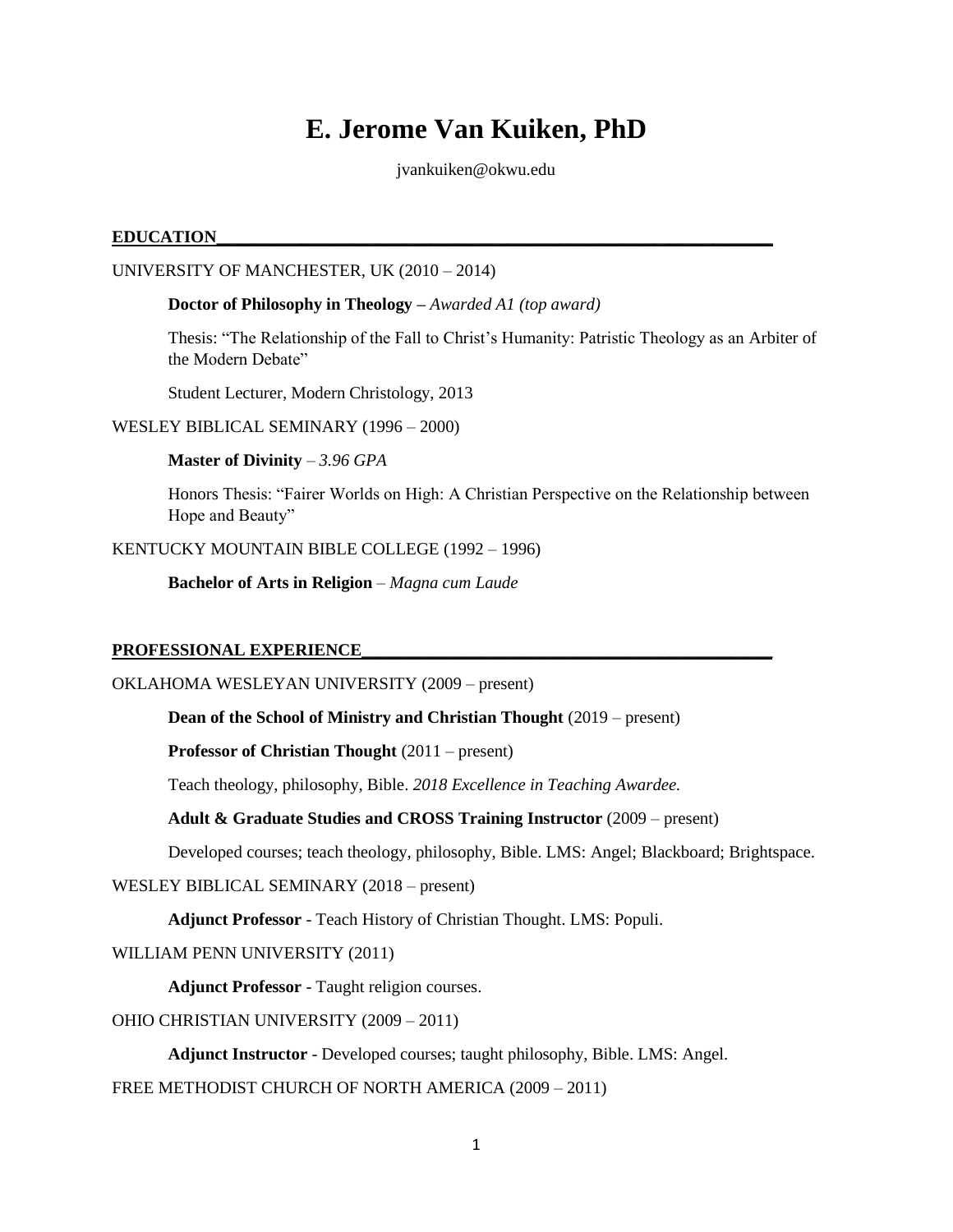# E. Jerome Van Kuiken, PhD

jvankuiken@okwu.edu

## EDUCATION

UNIVERSITY OF MANCHESTER, UK (2010 – 2014)

**Doctor of Philosophy in Theology –** *Awarded A1 (top award)*

Thesis: "The Relationship of the Fall to Christ's Humanity: Patristic Theology as an Arbiter of the Modern Debate"

Student Lecturer, Modern Christology, 2013

WESLEY BIBLICAL SEMINARY (1996 – 2000)

**Master of Divinity** – *3.96 GPA*

Honors Thesis: "Fairer Worlds on High: A Christian Perspective on the Relationship between Hope and Beauty"

KENTUCKY MOUNTAIN BIBLE COLLEGE (1992 – 1996)

**Bachelor of Arts in Religion** – *Magna cum Laude*

## PROFESSIONAL EXPERIENCE

OKLAHOMA WESLEYAN UNIVERSITY (2009 – present)

**Dean of the School of Ministry and Christian Thought** (2019 – present)

**Professor of Christian Thought** (2011 – present)

Teach theology, philosophy, Bible. *2018 Excellence in Teaching Awardee.*

**Adult & Graduate Studies and CROSS Training Instructor** (2009 – present)

Developed courses; teach theology, philosophy, Bible. LMS: Angel; Blackboard; Brightspace.

WESLEY BIBLICAL SEMINARY (2018 – present)

**Adjunct Professor** - Teach History of Christian Thought. LMS: Populi.

WILLIAM PENN UNIVERSITY (2011)

**Adjunct Professor** - Taught religion courses.

OHIO CHRISTIAN UNIVERSITY (2009 – 2011)

**Adjunct Instructor** - Developed courses; taught philosophy, Bible. LMS: Angel.

FREE METHODIST CHURCH OF NORTH AMERICA (2009 – 2011)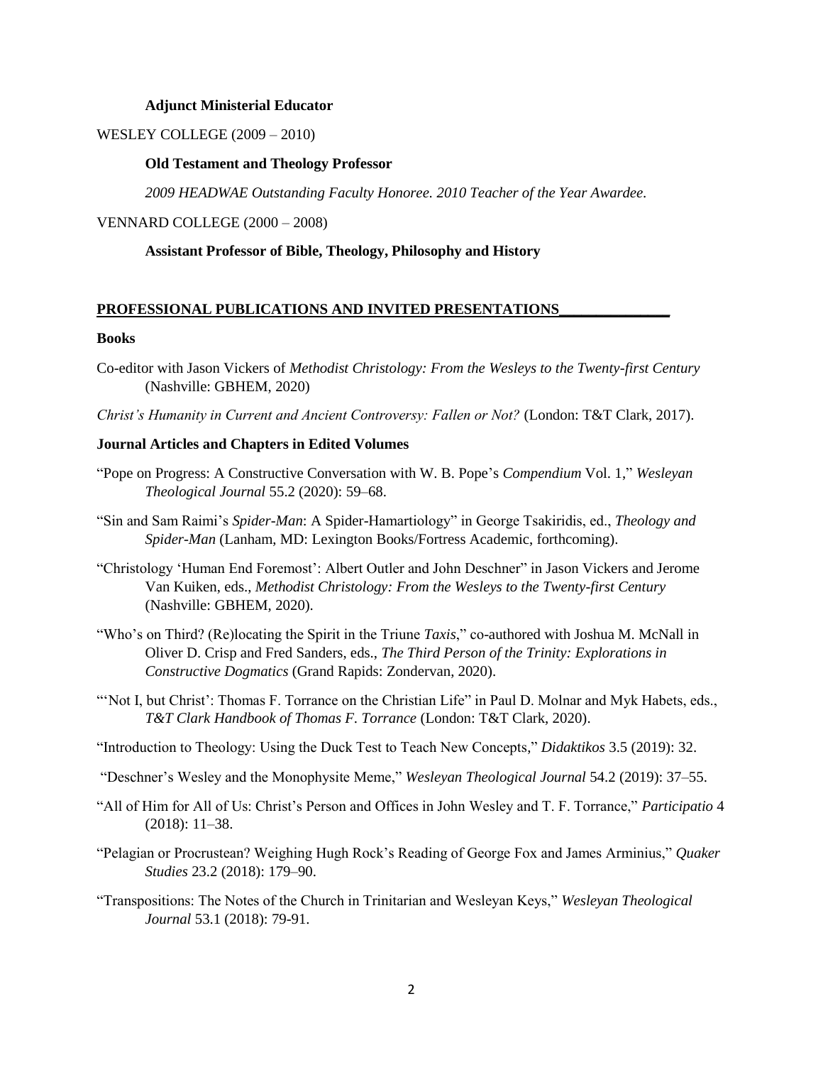**Adjunct Ministerial Educator**

WESLEY COLLEGE (2009 – 2010)

**Old Testament and Theology Professor**

*2009 HEADWAE Outstanding Faculty Honoree. 2010 Teacher of the Year Awardee.*

VENNARD COLLEGE (2000 – 2008)

**Assistant Professor of Bible, Theology, Philosophy and History**

## PROFESSIONAL PUBLICATIONS AND INVITED PRESENTATIONS

### Books

Co-editor with Jason Vickers of *Methodist Christology: From the Wesleys to the Twenty-first Century* (Nashville: GBHEM, 2020)

*Christ's Humanity in Current and Ancient Controversy: Fallen or Not?* (London: T&T Clark, 2017).

### Journal Articles and Chapters in Edited Volumes

"Pope on Progress: A Constructive Conversation with W. B. Pope's *Compendium* Vol. 1," *Wesleyan Theological Journal* 55.2 (2020): 59–68.

"Sin and Sam Raimi's *Spider-Man*: A Spider-Hamartiology" in George Tsakiridis, ed., *Theology and Spider-Man* (Lanham, MD: Lexington Books/Fortress Academic, forthcoming).

"Christology 'Human End Foremost': Albert Outler and John Deschner" in Jason Vickers and Jerome Van Kuiken, eds., *Methodist Christology: From the Wesleys to the Twenty-first Century* (Nashville: GBHEM, 2020).

"Who's on Third? (Re)locating the Spirit in the Triune *Taxis*," co-authored with Joshua M. McNall in Oliver D. Crisp and Fred Sanders, eds., *The Third Person of the Trinity: Explorations in Constructive Dogmatics* (Grand Rapids: Zondervan, 2020).

"'Not I, but Christ': Thomas F. Torrance on the Christian Life" in Paul D. Molnar and Myk Habets, eds., *T&T Clark Handbook of Thomas F. Torrance* (London: T&T Clark, 2020).

"Introduction to Theology: Using the Duck Test to Teach New Concepts," *Didaktikos* 3.5 (2019): 32.

"Deschner's Wesley and the Monophysite Meme," *Wesleyan Theological Journal* 54.2 (2019): 37–55.

"All of Him for All of Us: Christ's Person and Offices in John Wesley and T. F. Torrance," *Participatio* 4 (2018): 11–38.

"Pelagian or Procrustean? Weighing Hugh Rock's Reading of George Fox and James Arminius," *Quaker Studies* 23.2 (2018): 179–90.

"Transpositions: The Notes of the Church in Trinitarian and Wesleyan Keys," *Wesleyan Theological Journal* 53.1 (2018): 79-91.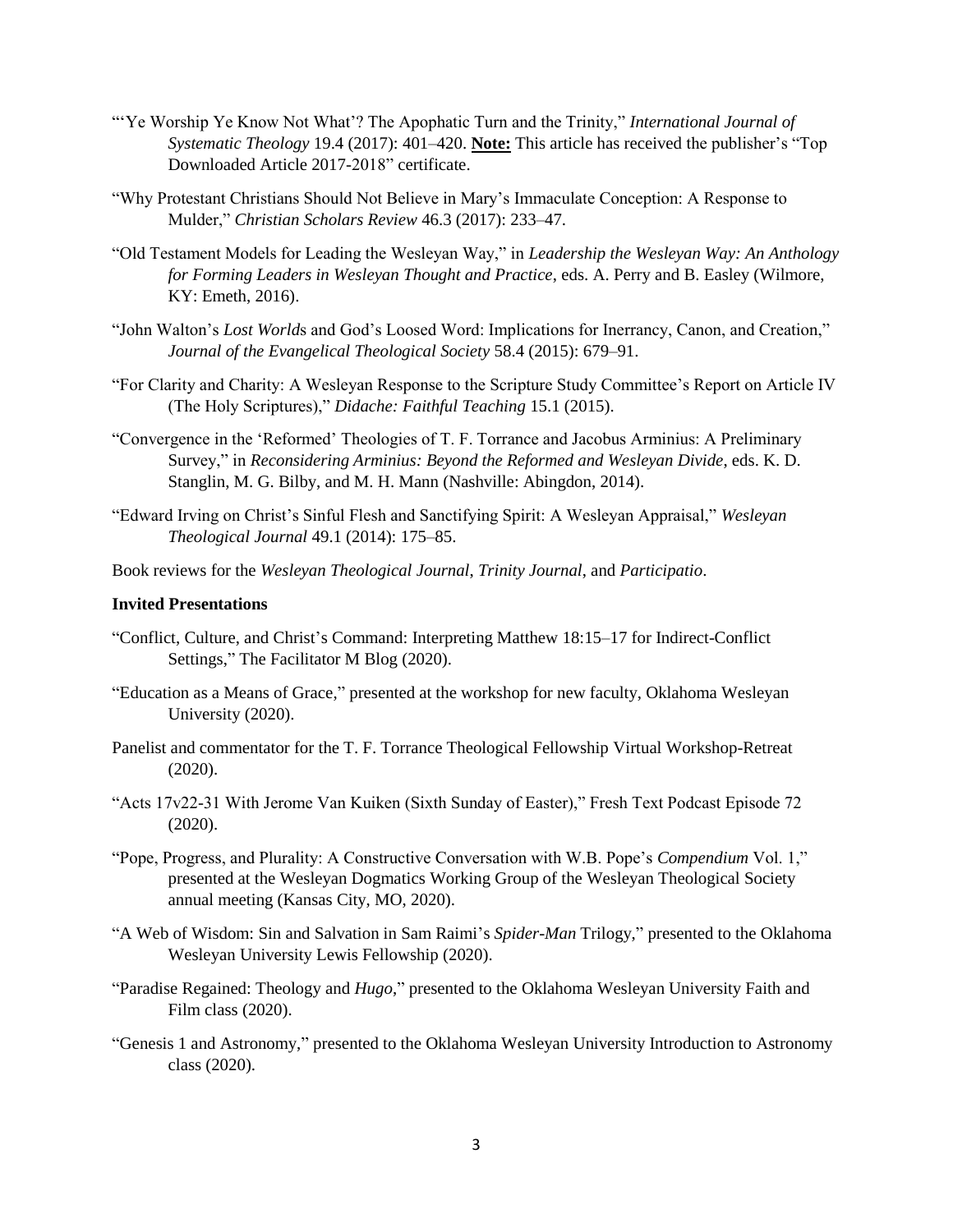"'Ye Worship Ye Know Not What'? The Apophatic Turn and the Trinity," *International Journal of Systematic Theology* 19.4 (2017): 401–420. **Note:** This article has received the publisher's "Top Downloaded Article 2017-2018" certificate.

"Why Protestant Christians Should Not Believe in Mary's Immaculate Conception: A Response to Mulder," *Christian Scholars Review* 46.3 (2017): 233–47.

"Old Testament Models for Leading the Wesleyan Way," in *Leadership the Wesleyan Way: An Anthology for Forming Leaders in Wesleyan Thought and Practice*, eds. A. Perry and B. Easley (Wilmore, KY: Emeth, 2016).

"John Walton's *Lost Worlds* and God's Loosed Word: Implications for Inerrancy, Canon, and Creation," *Journal of the Evangelical Theological Society* 58.4 (2015): 679–91.

"For Clarity and Charity: A Wesleyan Response to the Scripture Study Committee's Report on Article IV (The Holy Scriptures)," *Didache: Faithful Teaching* 15.1 (2015).

"Convergence in the 'Reformed' Theologies of T. F. Torrance and Jacobus Arminius: A Preliminary Survey," in *Reconsidering Arminius: Beyond the Reformed and Wesleyan Divide*, eds. K. D. Stanglin, M. G. Bilby, and M. H. Mann (Nashville: Abingdon, 2014).

"Edward Irving on Christ's Sinful Flesh and Sanctifying Spirit: A Wesleyan Appraisal," *Wesleyan Theological Journal* 49.1 (2014): 175–85.

Book reviews for the *Wesleyan Theological Journal*, *Trinity Journal*, and *Participatio*.

**Invited Presentations**

"Conflict, Culture, and Christ's Command: Interpreting Matthew 18:15–17 for Indirect-Conflict Settings," The Facilitator M Blog (2020).

"Education as a Means of Grace," presented at the workshop for new faculty, Oklahoma Wesleyan University (2020).

Panelist and commentator for the T. F. Torrance Theological Fellowship Virtual Workshop-Retreat (2020).

"Acts 17v22-31 With Jerome Van Kuiken (Sixth Sunday of Easter)," Fresh Text Podcast Episode 72 (2020).

"Pope, Progress, and Plurality: A Constructive Conversation with W.B. Pope's *Compendium* Vol. 1," presented at the Wesleyan Dogmatics Working Group of the Wesleyan Theological Society annual meeting (Kansas City, MO, 2020).

"A Web of Wisdom: Sin and Salvation in Sam Raimi's *Spider-Man* Trilogy," presented to the Oklahoma Wesleyan University Lewis Fellowship (2020).

"Paradise Regained: Theology and *Hugo*," presented to the Oklahoma Wesleyan University Faith and Film class (2020).

"Genesis 1 and Astronomy," presented to the Oklahoma Wesleyan University Introduction to Astronomy class (2020).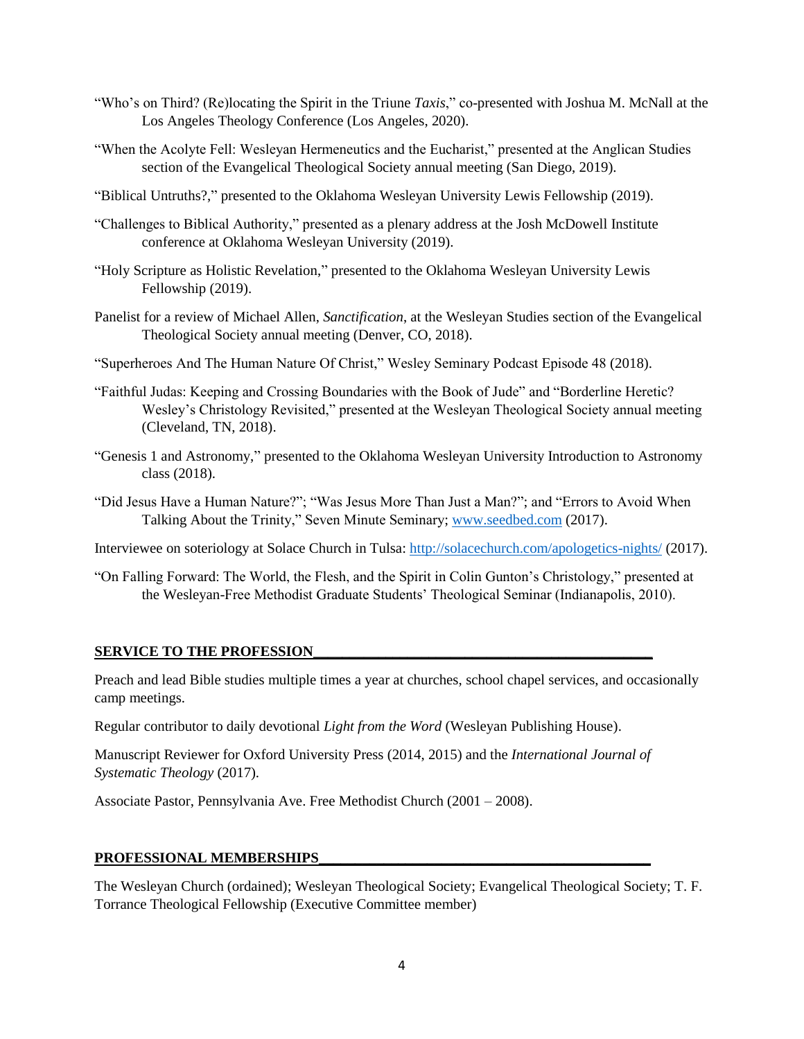"Who's on Third? (Re)locating the Spirit in the Triune *Taxis*," co-presented with Joshua M. McNall at the Los Angeles Theology Conference (Los Angeles, 2020).

"When the Acolyte Fell: Wesleyan Hermeneutics and the Eucharist," presented at the Anglican Studies section of the Evangelical Theological Society annual meeting (San Diego, 2019).

"Biblical Untruths?," presented to the Oklahoma Wesleyan University Lewis Fellowship (2019).

"Challenges to Biblical Authority," presented as a plenary address at the Josh McDowell Institute conference at Oklahoma Wesleyan University (2019).

"Holy Scripture as Holistic Revelation," presented to the Oklahoma Wesleyan University Lewis Fellowship (2019).

Panelist for a review of Michael Allen, *Sanctification*, at the Wesleyan Studies section of the Evangelical Theological Society annual meeting (Denver, CO, 2018).

"Superheroes And The Human Nature Of Christ," Wesley Seminary Podcast Episode 48 (2018).

"Faithful Judas: Keeping and Crossing Boundaries with the Book of Jude" and "Borderline Heretic? Wesley's Christology Revisited," presented at the Wesleyan Theological Society annual meeting (Cleveland, TN, 2018).

"Genesis 1 and Astronomy," presented to the Oklahoma Wesleyan University Introduction to Astronomy class (2018).

"Did Jesus Have a Human Nature?"; "Was Jesus More Than Just a Man?"; and "Errors to Avoid When Talking About the Trinity," Seven Minute Seminary; [www.seedbed.com](http://www.seedbed.com) (2017).

Interviewee on soteriology at Solace Church in Tulsa: [http://solacechurch.com/apologetics-nights/](http://solacechurch.com/apologetics-nights/) (2017).

"On Falling Forward: The World, the Flesh, and the Spirit in Colin Gunton's Christology," presented at the Wesleyan-Free Methodist Graduate Students' Theological Seminar (Indianapolis, 2010).

## SERVICE TO THE PROFESSION

Preach and lead Bible studies multiple times a year at churches, school chapel services, and occasionally camp meetings.

Regular contributor to daily devotional *Light from the Word* (Wesleyan Publishing House).

Manuscript Reviewer for Oxford University Press (2014, 2015) and the *International Journal of Systematic Theology* (2017).

Associate Pastor, Pennsylvania Ave. Free Methodist Church (2001 – 2008).

## PROFESSIONAL MEMBERSHIPS

The Wesleyan Church (ordained); Wesleyan Theological Society; Evangelical Theological Society; T. F. Torrance Theological Fellowship (Executive Committee member)